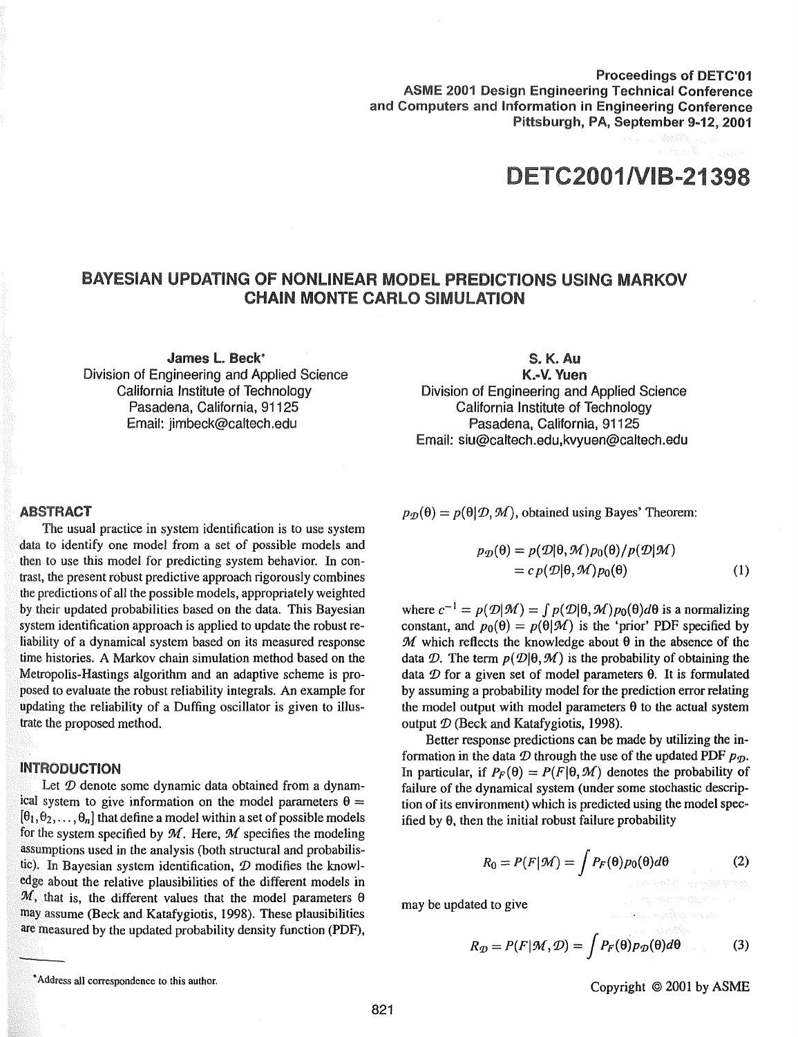Proceedings of DETC'01
ASME 2001 Design Engineering Technical Conference
and Computers and Information in Engineering Conference
Pittsburgh, PA, September 9-12, 2001

# DETC2001/VIB-21398

## BAYESIAN UPDATING OF NONLINEAR MODEL PREDICTIONS USING MARKOV CHAIN MONTE CARLO SIMULATION

**James L. Beck**[*]
Division of Engineering and Applied Science
California Institute of Technology
Pasadena, California, 91125
Email: jimbeck@caltech.edu

**S. K. Au**
**K.-V. Yuen**
Division of Engineering and Applied Science
California Institute of Technology
Pasadena, California, 91125
Email: siu@caltech.edu,kvyuen@caltech.edu

### ABSTRACT

The usual practice in system identification is to use system data to identify one model from a set of possible models and then to use this model for predicting system behavior. In contrast, the present robust predictive approach rigorously combines the predictions of all the possible models, appropriately weighted by their updated probabilities based on the data. This Bayesian system identification approach is applied to update the robust reliability of a dynamical system based on its measured response time histories. A Markov chain simulation method based on the Metropolis-Hastings algorithm and an adaptive scheme is proposed to evaluate the robust reliability integrals. An example for updating the reliability of a Duffing oscillator is given to illustrate the proposed method.

### INTRODUCTION

Let $\mathcal{D}$ denote some dynamic data obtained from a dynamical system to give information on the model parameters $\theta = [\theta_1, \theta_2, \ldots, \theta_n]$ that define a model within a set of possible models for the system specified by $\mathcal{M}$. Here, $\mathcal{M}$ specifies the modeling assumptions used in the analysis (both structural and probabilistic). In Bayesian system identification, $\mathcal{D}$ modifies the knowledge about the relative plausibilities of the different models in $\mathcal{M}$, that is, the different values that the model parameters $\theta$ may assume (Beck and Katafygiotis, 1998). These plausibilities are measured by the updated probability density function (PDF), $p_{\mathcal{D}}(\theta) = p(\theta|\mathcal{D}, \mathcal{M})$, obtained using Bayes' Theorem:

$$
\begin{aligned}
p_{\mathcal{D}}(\theta) &= p(\mathcal{D}|\theta, \mathcal{M}) p_0(\theta) / p(\mathcal{D}|\mathcal{M}) \\
&= c\, p(\mathcal{D}|\theta, \mathcal{M}) p_0(\theta)
\end{aligned}
\tag{1}
$$

where $c^{-1} = p(\mathcal{D}|\mathcal{M}) = \int p(\mathcal{D}|\theta, \mathcal{M}) p_0(\theta) d\theta$ is a normalizing constant, and $p_0(\theta) = p(\theta|\mathcal{M})$ is the 'prior' PDF specified by $\mathcal{M}$ which reflects the knowledge about $\theta$ in the absence of the data $\mathcal{D}$. The term $p(\mathcal{D}|\theta, \mathcal{M})$ is the probability of obtaining the data $\mathcal{D}$ for a given set of model parameters $\theta$. It is formulated by assuming a probability model for the prediction error relating the model output with model parameters $\theta$ to the actual system output $\mathcal{D}$ (Beck and Katafygiotis, 1998).

Better response predictions can be made by utilizing the information in the data $\mathcal{D}$ through the use of the updated PDF $p_{\mathcal{D}}$. In particular, if $P_F(\theta) = P(F|\theta, \mathcal{M})$ denotes the probability of failure of the dynamical system (under some stochastic description of its environment) which is predicted using the model specified by $\theta$, then the initial robust failure probability

$$
R_0 = P(F|\mathcal{M}) = \int P_F(\theta) p_0(\theta) d\theta \tag{2}
$$

may be updated to give

$$
R_{\mathcal{D}} = P(F|\mathcal{M}, \mathcal{D}) = \int P_F(\theta) p_{\mathcal{D}}(\theta) d\theta \tag{3}
$$

[*]Address all correspondence to this author.

Copyright © 2001 by ASME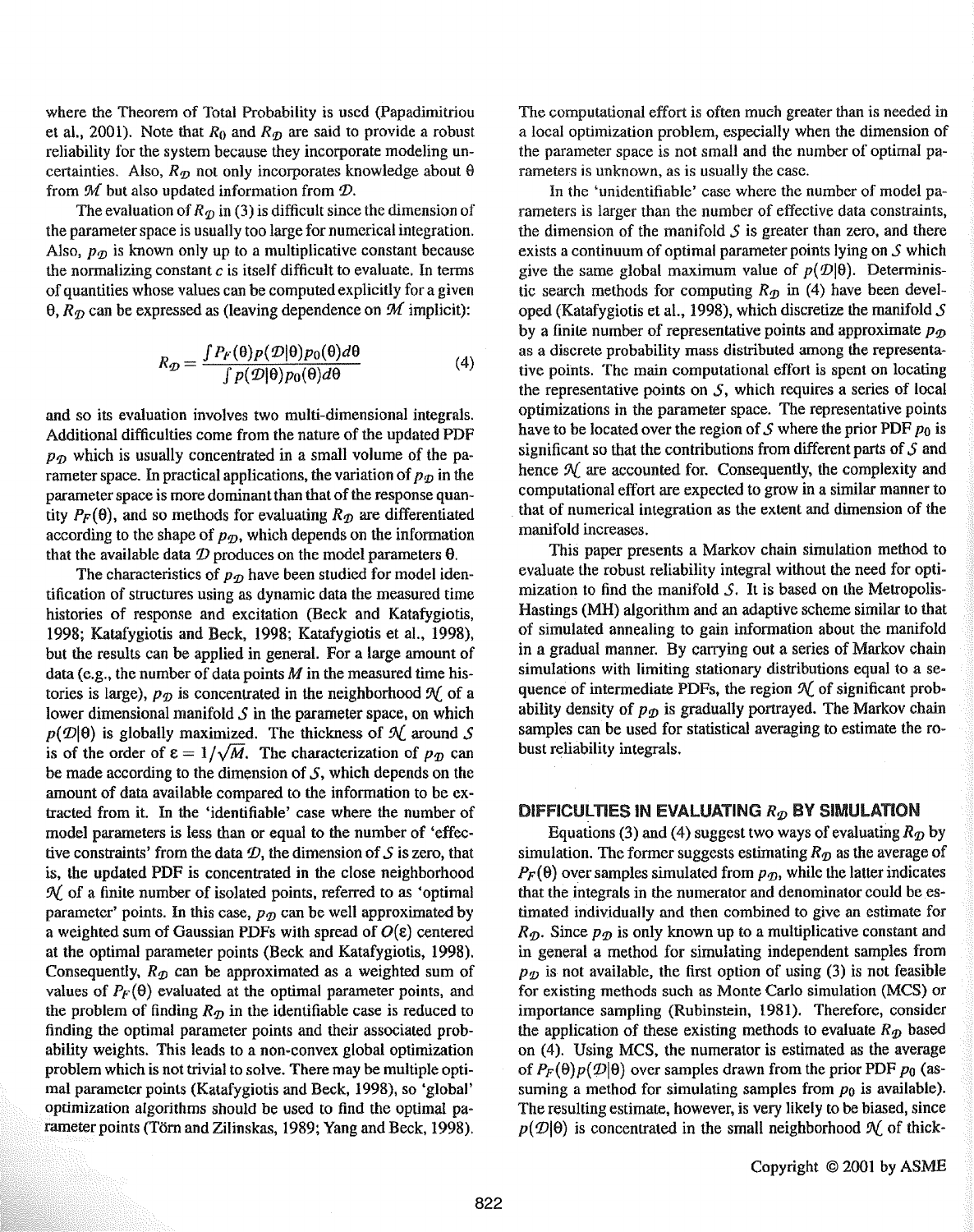where the Theorem of Total Probability is used (Papadimitriou et al., 2001). Note that $R_0$ and $R_{\mathcal{D}}$ are said to provide a robust reliability for the system because they incorporate modeling uncertainties. Also, $R_{\mathcal{D}}$ not only incorporates knowledge about $\theta$ from $\mathcal{M}$ but also updated information from $\mathcal{D}$.

The evaluation of $R_{\mathcal{D}}$ in (3) is difficult since the dimension of the parameter space is usually too large for numerical integration. Also, $p_{\mathcal{D}}$ is known only up to a multiplicative constant because the normalizing constant $c$ is itself difficult to evaluate. In terms of quantities whose values can be computed explicitly for a given $\theta$, $R_{\mathcal{D}}$ can be expressed as (leaving dependence on $\mathcal{M}$ implicit):

$$R_{\mathcal{D}} = \frac{\int P_F(\theta) p(\mathcal{D}|\theta) p_0(\theta) d\theta}{\int p(\mathcal{D}|\theta) p_0(\theta) d\theta} \tag{4}$$

and so its evaluation involves two multi-dimensional integrals. Additional difficulties come from the nature of the updated PDF $p_{\mathcal{D}}$ which is usually concentrated in a small volume of the parameter space. In practical applications, the variation of $p_{\mathcal{D}}$ in the parameter space is more dominant than that of the response quantity $P_F(\theta)$, and so methods for evaluating $R_{\mathcal{D}}$ are differentiated according to the shape of $p_{\mathcal{D}}$, which depends on the information that the available data $\mathcal{D}$ produces on the model parameters $\theta$.

The characteristics of $p_{\mathcal{D}}$ have been studied for model identification of structures using as dynamic data the measured time histories of response and excitation (Beck and Katafygiotis, 1998; Katafygiotis and Beck, 1998; Katafygiotis et al., 1998), but the results can be applied in general. For a large amount of data (e.g., the number of data points $M$ in the measured time histories is large), $p_{\mathcal{D}}$ is concentrated in the neighborhood $\mathcal{N}$ of a lower dimensional manifold $\mathcal{S}$ in the parameter space, on which $p(\mathcal{D}|\theta)$ is globally maximized. The thickness of $\mathcal{N}$ around $\mathcal{S}$ is of the order of $\varepsilon = 1/\sqrt{M}$. The characterization of $p_{\mathcal{D}}$ can be made according to the dimension of $\mathcal{S}$, which depends on the amount of data available compared to the information to be extracted from it. In the 'identifiable' case where the number of model parameters is less than or equal to the number of 'effective constraints' from the data $\mathcal{D}$, the dimension of $\mathcal{S}$ is zero, that is, the updated PDF is concentrated in the close neighborhood $\mathcal{N}$ of a finite number of isolated points, referred to as 'optimal parameter' points. In this case, $p_{\mathcal{D}}$ can be well approximated by a weighted sum of Gaussian PDFs with spread of $O(\varepsilon)$ centered at the optimal parameter points (Beck and Katafygiotis, 1998). Consequently, $R_{\mathcal{D}}$ can be approximated as a weighted sum of values of $P_F(\theta)$ evaluated at the optimal parameter points, and the problem of finding $R_{\mathcal{D}}$ in the identifiable case is reduced to finding the optimal parameter points and their associated probability weights. This leads to a non-convex global optimization problem which is not trivial to solve. There may be multiple optimal parameter points (Katafygiotis and Beck, 1998), so 'global' optimization algorithms should be used to find the optimal parameter points (Törn and Zilinskas, 1989; Yang and Beck, 1998). The computational effort is often much greater than is needed in a local optimization problem, especially when the dimension of the parameter space is not small and the number of optimal parameters is unknown, as is usually the case.

In the 'unidentifiable' case where the number of model parameters is larger than the number of effective data constraints, the dimension of the manifold $\mathcal{S}$ is greater than zero, and there exists a continuum of optimal parameter points lying on $\mathcal{S}$ which give the same global maximum value of $p(\mathcal{D}|\theta)$. Deterministic search methods for computing $R_{\mathcal{D}}$ in (4) have been developed (Katafygiotis et al., 1998), which discretize the manifold $\mathcal{S}$ by a finite number of representative points and approximate $p_{\mathcal{D}}$ as a discrete probability mass distributed among the representative points. The main computational effort is spent on locating the representative points on $\mathcal{S}$, which requires a series of local optimizations in the parameter space. The representative points have to be located over the region of $\mathcal{S}$ where the prior PDF $p_0$ is significant so that the contributions from different parts of $\mathcal{S}$ and hence $\mathcal{N}$ are accounted for. Consequently, the complexity and computational effort are expected to grow in a similar manner to that of numerical integration as the extent and dimension of the manifold increases.

This paper presents a Markov chain simulation method to evaluate the robust reliability integral without the need for optimization to find the manifold $\mathcal{S}$. It is based on the Metropolis-Hastings (MH) algorithm and an adaptive scheme similar to that of simulated annealing to gain information about the manifold in a gradual manner. By carrying out a series of Markov chain simulations with limiting stationary distributions equal to a sequence of intermediate PDFs, the region $\mathcal{N}$ of significant probability density of $p_{\mathcal{D}}$ is gradually portrayed. The Markov chain samples can be used for statistical averaging to estimate the robust reliability integrals.

## DIFFICULTIES IN EVALUATING $R_{\mathcal{D}}$ BY SIMULATION

Equations (3) and (4) suggest two ways of evaluating $R_{\mathcal{D}}$ by simulation. The former suggests estimating $R_{\mathcal{D}}$ as the average of $P_F(\theta)$ over samples simulated from $p_{\mathcal{D}}$, while the latter indicates that the integrals in the numerator and denominator could be estimated individually and then combined to give an estimate for $R_{\mathcal{D}}$. Since $p_{\mathcal{D}}$ is only known up to a multiplicative constant and in general a method for simulating independent samples from $p_{\mathcal{D}}$ is not available, the first option of using (3) is not feasible for existing methods such as Monte Carlo simulation (MCS) or importance sampling (Rubinstein, 1981). Therefore, consider the application of these existing methods to evaluate $R_{\mathcal{D}}$ based on (4). Using MCS, the numerator is estimated as the average of $P_F(\theta)p(\mathcal{D}|\theta)$ over samples drawn from the prior PDF $p_0$ (assuming a method for simulating samples from $p_0$ is available). The resulting estimate, however, is very likely to be biased, since $p(\mathcal{D}|\theta)$ is concentrated in the small neighborhood $\mathcal{N}$ of thick-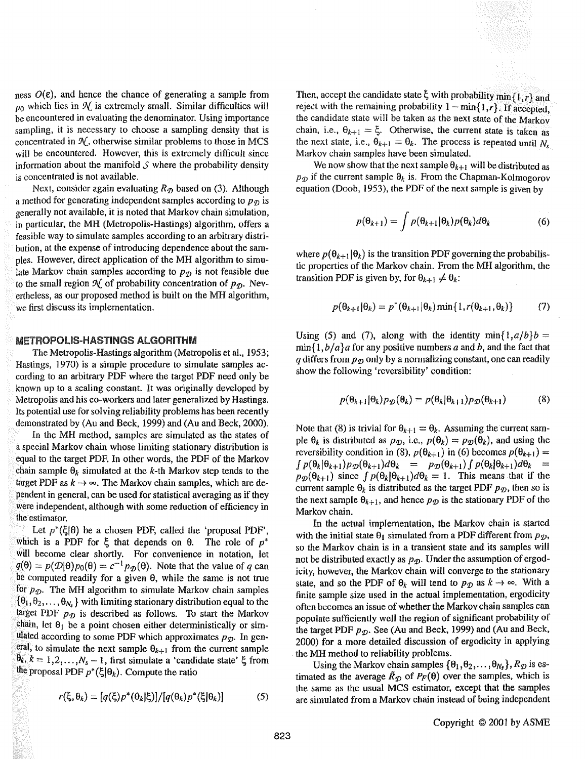ness $O(\epsilon)$, and hence the chance of generating a sample from $p_0$ which lies in $\mathcal{N}$ is extremely small. Similar difficulties will be encountered in evaluating the denominator. Using importance sampling, it is necessary to choose a sampling density that is concentrated in $\mathcal{N}$, otherwise similar problems to those in MCS will be encountered. However, this is extremely difficult since information about the manifold $\mathcal{S}$ where the probability density is concentrated is not available.

Next, consider again evaluating $R_{\mathcal{D}}$ based on (3). Although a method for generating independent samples according to $p_{\mathcal{D}}$ is generally not available, it is noted that Markov chain simulation, in particular, the MH (Metropolis-Hastings) algorithm, offers a feasible way to simulate samples according to an arbitrary distribution, at the expense of introducing dependence about the samples. However, direct application of the MH algorithm to simulate Markov chain samples according to $p_{\mathcal{D}}$ is not feasible due to the small region $\mathcal{N}$ of probability concentration of $p_{\mathcal{D}}$. Nevertheless, as our proposed method is built on the MH algorithm, we first discuss its implementation.

## METROPOLIS-HASTINGS ALGORITHM

The Metropolis-Hastings algorithm (Metropolis et al., 1953; Hastings, 1970) is a simple procedure to simulate samples according to an arbitrary PDF where the target PDF need only be known up to a scaling constant. It was originally developed by Metropolis and his co-workers and later generalized by Hastings. Its potential use for solving reliability problems has been recently demonstrated by (Au and Beck, 1999) and (Au and Beck, 2000).

In the MH method, samples are simulated as the states of a special Markov chain whose limiting stationary distribution is equal to the target PDF. In other words, the PDF of the Markov chain sample $\theta_k$ simulated at the $k$-th Markov step tends to the target PDF as $k \to \infty$. The Markov chain samples, which are dependent in general, can be used for statistical averaging as if they were independent, although with some reduction of efficiency in the estimator.

Let $p^*(\xi|\theta)$ be a chosen PDF, called the 'proposal PDF', which is a PDF for $\xi$ that depends on $\theta$. The role of $p^*$ will become clear shortly. For convenience in notation, let $q(\theta) = p(\mathcal{D}|\theta)p_0(\theta) = c^{-1}p_{\mathcal{D}}(\theta)$. Note that the value of $q$ can be computed readily for a given $\theta$, while the same is not true for $p_{\mathcal{D}}$. The MH algorithm to simulate Markov chain samples $\{\theta_1, \theta_2, \ldots, \theta_{N_s}\}$ with limiting stationary distribution equal to the target PDF $p_{\mathcal{D}}$ is described as follows. To start the Markov chain, let $\theta_1$ be a point chosen either deterministically or simulated according to some PDF which approximates $p_{\mathcal{D}}$. In general, to simulate the next sample $\theta_{k+1}$ from the current sample $\theta_k$, $k = 1, 2, \ldots, N_s - 1$, first simulate a 'candidate state' $\xi$ from the proposal PDF $p^*(\xi|\theta_k)$. Compute the ratio

$$r(\xi, \theta_k) = [q(\xi)p^*(\theta_k|\xi)]/[q(\theta_k)p^*(\xi|\theta_k)] \tag{5}$$

Then, accept the candidate state $\xi$ with probability $\min\{1, r\}$ and reject with the remaining probability $1 - \min\{1, r\}$. If accepted, the candidate state will be taken as the next state of the Markov chain, i.e., $\theta_{k+1} = \xi$. Otherwise, the current state is taken as the next state, i.e., $\theta_{k+1} = \theta_k$. The process is repeated until $N_s$ Markov chain samples have been simulated.

We now show that the next sample $\theta_{k+1}$ will be distributed as $p_{\mathcal{D}}$ if the current sample $\theta_k$ is. From the Chapman-Kolmogorov equation (Doob, 1953), the PDF of the next sample is given by

$$p(\theta_{k+1}) = \int p(\theta_{k+1}|\theta_k)p(\theta_k)d\theta_k \tag{6}$$

where $p(\theta_{k+1}|\theta_k)$ is the transition PDF governing the probabilistic properties of the Markov chain. From the MH algorithm, the transition PDF is given by, for $\theta_{k+1} \neq \theta_k$:

$$p(\theta_{k+1}|\theta_k) = p^*(\theta_{k+1}|\theta_k)\min\{1, r(\theta_{k+1}, \theta_k)\} \tag{7}$$

Using (5) and (7), along with the identity $\min\{1, a/b\}b = \min\{1, b/a\}a$ for any positive numbers $a$ and $b$, and the fact that $q$ differs from $p_{\mathcal{D}}$ only by a normalizing constant, one can readily show the following 'reversibility' condition:

$$p(\theta_{k+1}|\theta_k)p_{\mathcal{D}}(\theta_k) = p(\theta_k|\theta_{k+1})p_{\mathcal{D}}(\theta_{k+1}) \tag{8}$$

Note that (8) is trivial for $\theta_{k+1} = \theta_k$. Assuming the current sample $\theta_k$ is distributed as $p_{\mathcal{D}}$, i.e., $p(\theta_k) = p_{\mathcal{D}}(\theta_k)$, and using the reversibility condition in (8), $p(\theta_{k+1})$ in (6) becomes $p(\theta_{k+1}) = \int p(\theta_k|\theta_{k+1})p_{\mathcal{D}}(\theta_{k+1})d\theta_k = p_{\mathcal{D}}(\theta_{k+1})\int p(\theta_k|\theta_{k+1})d\theta_k = p_{\mathcal{D}}(\theta_{k+1})$ since $\int p(\theta_k|\theta_{k+1})d\theta_k = 1$. This means that if the current sample $\theta_k$ is distributed as the target PDF $p_{\mathcal{D}}$, then so is the next sample $\theta_{k+1}$, and hence $p_{\mathcal{D}}$ is the stationary PDF of the Markov chain.

In the actual implementation, the Markov chain is started with the initial state $\theta_1$ simulated from a PDF different from $p_{\mathcal{D}}$, so the Markov chain is in a transient state and its samples will not be distributed exactly as $p_{\mathcal{D}}$. Under the assumption of ergodicity, however, the Markov chain will converge to the stationary state, and so the PDF of $\theta_k$ will tend to $p_{\mathcal{D}}$ as $k \to \infty$. With a finite sample size used in the actual implementation, ergodicity often becomes an issue of whether the Markov chain samples can populate sufficiently well the region of significant probability of the target PDF $p_{\mathcal{D}}$. See (Au and Beck, 1999) and (Au and Beck, 2000) for a more detailed discussion of ergodicity in applying the MH method to reliability problems.

Using the Markov chain samples $\{\theta_1, \theta_2, \ldots, \theta_{N_s}\}$, $R_{\mathcal{D}}$ is estimated as the average $\tilde{R}_{\mathcal{D}}$ of $P_F(\theta)$ over the samples, which is the same as the usual MCS estimator, except that the samples are simulated from a Markov chain instead of being independent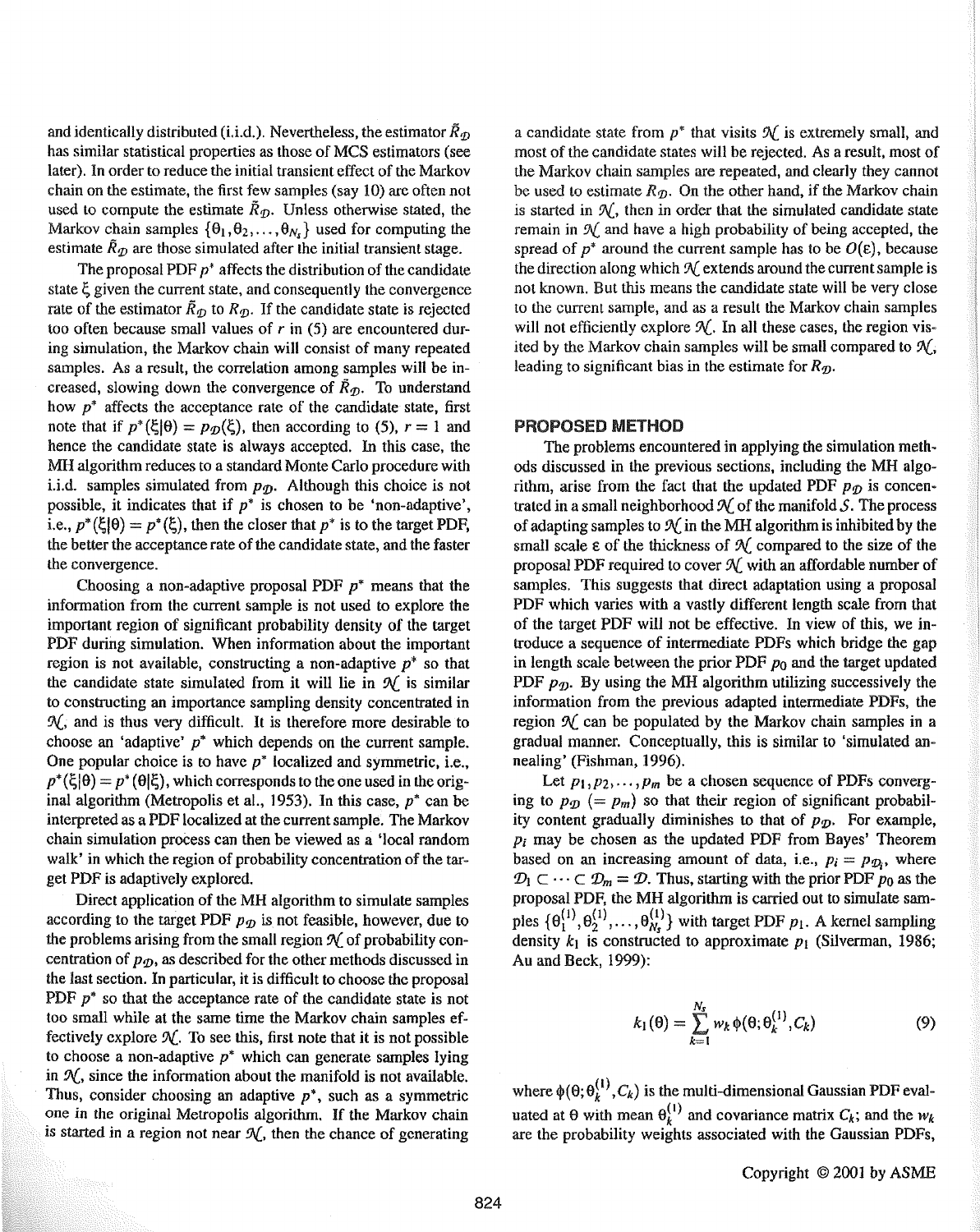and identically distributed (i.i.d.). Nevertheless, the estimator $\tilde{R}_{\mathcal{D}}$ has similar statistical properties as those of MCS estimators (see later). In order to reduce the initial transient effect of the Markov chain on the estimate, the first few samples (say 10) are often not used to compute the estimate $\tilde{R}_{\mathcal{D}}$. Unless otherwise stated, the Markov chain samples $\{\theta_1, \theta_2, \ldots, \theta_{N_s}\}$ used for computing the estimate $\tilde{R}_{\mathcal{D}}$ are those simulated after the initial transient stage.

The proposal PDF $p^*$ affects the distribution of the candidate state $\xi$ given the current state, and consequently the convergence rate of the estimator $\tilde{R}_{\mathcal{D}}$ to $R_{\mathcal{D}}$. If the candidate state is rejected too often because small values of $r$ in (5) are encountered during simulation, the Markov chain will consist of many repeated samples. As a result, the correlation among samples will be increased, slowing down the convergence of $\tilde{R}_{\mathcal{D}}$. To understand how $p^*$ affects the acceptance rate of the candidate state, first note that if $p^*(\xi|\theta) = p_{\mathcal{D}}(\xi)$, then according to (5), $r = 1$ and hence the candidate state is always accepted. In this case, the MH algorithm reduces to a standard Monte Carlo procedure with i.i.d. samples simulated from $p_{\mathcal{D}}$. Although this choice is not possible, it indicates that if $p^*$ is chosen to be 'non-adaptive', i.e., $p^*(\xi|\theta) = p^*(\xi)$, then the closer that $p^*$ is to the target PDF, the better the acceptance rate of the candidate state, and the faster the convergence.

Choosing a non-adaptive proposal PDF $p^*$ means that the information from the current sample is not used to explore the important region of significant probability density of the target PDF during simulation. When information about the important region is not available, constructing a non-adaptive $p^*$ so that the candidate state simulated from it will lie in $\mathcal{N}$ is similar to constructing an importance sampling density concentrated in $\mathcal{N}$, and is thus very difficult. It is therefore more desirable to choose an 'adaptive' $p^*$ which depends on the current sample. One popular choice is to have $p^*$ localized and symmetric, i.e., $p^*(\xi|\theta) = p^*(\theta|\xi)$, which corresponds to the one used in the original algorithm (Metropolis et al., 1953). In this case, $p^*$ can be interpreted as a PDF localized at the current sample. The Markov chain simulation process can then be viewed as a 'local random walk' in which the region of probability concentration of the target PDF is adaptively explored.

Direct application of the MH algorithm to simulate samples according to the target PDF $p_{\mathcal{D}}$ is not feasible, however, due to the problems arising from the small region $\mathcal{N}$ of probability concentration of $p_{\mathcal{D}}$, as described for the other methods discussed in the last section. In particular, it is difficult to choose the proposal PDF $p^*$ so that the acceptance rate of the candidate state is not too small while at the same time the Markov chain samples effectively explore $\mathcal{N}$. To see this, first note that it is not possible to choose a non-adaptive $p^*$ which can generate samples lying in $\mathcal{N}$, since the information about the manifold is not available. Thus, consider choosing an adaptive $p^*$, such as a symmetric one in the original Metropolis algorithm. If the Markov chain is started in a region not near $\mathcal{N}$, then the chance of generating a candidate state from $p^*$ that visits $\mathcal{N}$ is extremely small, and most of the candidate states will be rejected. As a result, most of the Markov chain samples are repeated, and clearly they cannot be used to estimate $R_{\mathcal{D}}$. On the other hand, if the Markov chain is started in $\mathcal{N}$, then in order that the simulated candidate state remain in $\mathcal{N}$ and have a high probability of being accepted, the spread of $p^*$ around the current sample has to be $O(\varepsilon)$, because the direction along which $\mathcal{N}$ extends around the current sample is not known. But this means the candidate state will be very close to the current sample, and as a result the Markov chain samples will not efficiently explore $\mathcal{N}$. In all these cases, the region visited by the Markov chain samples will be small compared to $\mathcal{N}$, leading to significant bias in the estimate for $R_{\mathcal{D}}$.

## PROPOSED METHOD

The problems encountered in applying the simulation methods discussed in the previous sections, including the MH algorithm, arise from the fact that the updated PDF $p_{\mathcal{D}}$ is concentrated in a small neighborhood $\mathcal{N}$ of the manifold $\mathcal{S}$. The process of adapting samples to $\mathcal{N}$ in the MH algorithm is inhibited by the small scale $\varepsilon$ of the thickness of $\mathcal{N}$ compared to the size of the proposal PDF required to cover $\mathcal{N}$ with an affordable number of samples. This suggests that direct adaptation using a proposal PDF which varies with a vastly different length scale from that of the target PDF will not be effective. In view of this, we introduce a sequence of intermediate PDFs which bridge the gap in length scale between the prior PDF $p_0$ and the target updated PDF $p_{\mathcal{D}}$. By using the MH algorithm utilizing successively the information from the previous adapted intermediate PDFs, the region $\mathcal{N}$ can be populated by the Markov chain samples in a gradual manner. Conceptually, this is similar to 'simulated annealing' (Fishman, 1996).

Let $p_1, p_2, \ldots, p_m$ be a chosen sequence of PDFs converging to $p_{\mathcal{D}}$ ($= p_m$) so that their region of significant probability content gradually diminishes to that of $p_{\mathcal{D}}$. For example, $p_i$ may be chosen as the updated PDF from Bayes' Theorem based on an increasing amount of data, i.e., $p_i = p_{\mathcal{D}_i}$, where $\mathcal{D}_1 \subset \cdots \subset \mathcal{D}_m = \mathcal{D}$. Thus, starting with the prior PDF $p_0$ as the proposal PDF, the MH algorithm is carried out to simulate samples $\{\theta_1^{(1)}, \theta_2^{(1)}, \ldots, \theta_{N_s}^{(1)}\}$ with target PDF $p_1$. A kernel sampling density $k_1$ is constructed to approximate $p_1$ (Silverman, 1986; Au and Beck, 1999):

$$k_1(\theta) = \sum_{k=1}^{N_s} w_k \phi(\theta; \theta_k^{(1)}, C_k) \tag{9}$$

where $\phi(\theta; \theta_k^{(1)}, C_k)$ is the multi-dimensional Gaussian PDF evaluated at $\theta$ with mean $\theta_k^{(1)}$ and covariance matrix $C_k$; and the $w_k$ are the probability weights associated with the Gaussian PDFs,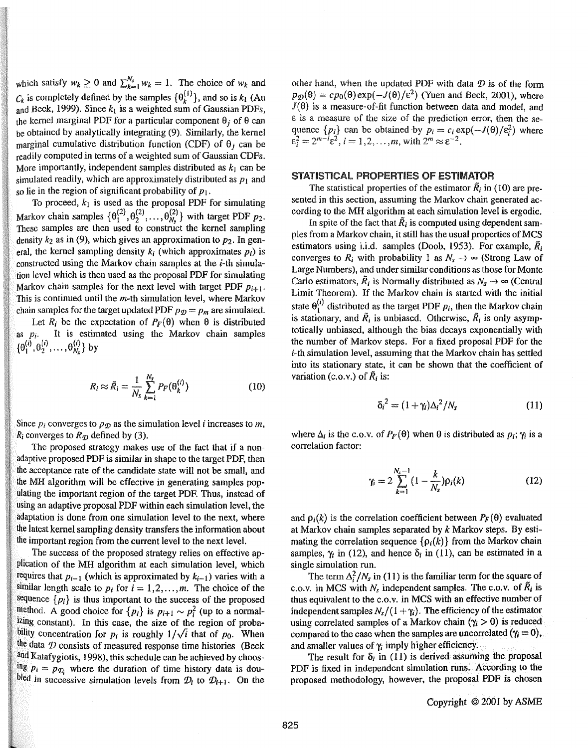which satisfy $w_k \geq 0$ and $\sum_{k=1}^{N_s} w_k = 1$. The choice of $w_k$ and $C_k$ is completely defined by the samples $\{\theta_k^{(1)}\}$, and so is $k_1$ (Au and Beck, 1999). Since $k_1$ is a weighted sum of Gaussian PDFs, the kernel marginal PDF for a particular component $\theta_j$ of $\theta$ can be obtained by analytically integrating (9). Similarly, the kernel marginal cumulative distribution function (CDF) of $\theta_j$ can be readily computed in terms of a weighted sum of Gaussian CDFs. More importantly, independent samples distributed as $k_1$ can be simulated readily, which are approximately distributed as $p_1$ and so lie in the region of significant probability of $p_1$.

To proceed, $k_1$ is used as the proposal PDF for simulating Markov chain samples $\{\theta_1^{(2)}, \theta_2^{(2)}, \ldots, \theta_{N_s}^{(2)}\}$ with target PDF $p_2$. These samples are then used to construct the kernel sampling density $k_2$ as in (9), which gives an approximation to $p_2$. In general, the kernel sampling density $k_i$ (which approximates $p_i$) is constructed using the Markov chain samples at the $i$-th simulation level which is then used as the proposal PDF for simulating Markov chain samples for the next level with target PDF $p_{i+1}$. This is continued until the $m$-th simulation level, where Markov chain samples for the target updated PDF $p_{\mathcal{D}} = p_m$ are simulated.

Let $R_i$ be the expectation of $P_F(\theta)$ when $\theta$ is distributed as $p_i$. It is estimated using the Markov chain samples $\{\theta_1^{(i)}, \theta_2^{(i)}, \ldots, \theta_{N_s}^{(i)}\}$ by

$$R_i \approx \tilde{R}_i = \frac{1}{N_s} \sum_{k=1}^{N_s} P_F(\theta_k^{(i)}) \tag{10}$$

Since $p_i$ converges to $p_{\mathcal{D}}$ as the simulation level $i$ increases to $m$, $R_i$ converges to $R_{\mathcal{D}}$ defined by (3).

The proposed strategy makes use of the fact that if a non-adaptive proposed PDF is similar in shape to the target PDF, then the acceptance rate of the candidate state will not be small, and the MH algorithm will be effective in generating samples populating the important region of the target PDF. Thus, instead of using an adaptive proposal PDF within each simulation level, the adaptation is done from one simulation level to the next, where the latest kernel sampling density transfers the information about the important region from the current level to the next level.

The success of the proposed strategy relies on effective application of the MH algorithm at each simulation level, which requires that $p_{i-1}$ (which is approximated by $k_{i-1}$) varies with a similar length scale to $p_i$ for $i = 1, 2, \ldots, m$. The choice of the sequence $\{p_i\}$ is thus important to the success of the proposed method. A good choice for $\{p_i\}$ is $p_{i+1} \sim p_i^2$ (up to a normalizing constant). In this case, the size of the region of probability concentration for $p_i$ is roughly $1/\sqrt{i}$ that of $p_0$. When the data $\mathcal{D}$ consists of measured response time histories (Beck and Katafygiotis, 1998), this schedule can be achieved by choosing $p_i = p_{\mathcal{D}_i}$ where the duration of time history data is doubled in successive simulation levels from $\mathcal{D}_i$ to $\mathcal{D}_{i+1}$. On the other hand, when the updated PDF with data $\mathcal{D}$ is of the form $p_{\mathcal{D}}(\theta) = c p_0(\theta) \exp(-J(\theta)/\varepsilon^2)$ (Yuen and Beck, 2001), where $J(\theta)$ is a measure-of-fit function between data and model, and $\varepsilon$ is a measure of the size of the prediction error, then the sequence $\{p_i\}$ can be obtained by $p_i = c_i \exp(-J(\theta)/\varepsilon_i^2)$ where $\varepsilon_i^2 = 2^{m-i}\varepsilon^2$, $i = 1, 2, \ldots, m$, with $2^m \approx \varepsilon^{-2}$.

## STATISTICAL PROPERTIES OF ESTIMATOR

The statistical properties of the estimator $\tilde{R}_i$ in (10) are presented in this section, assuming the Markov chain generated according to the MH algorithm at each simulation level is ergodic.

In spite of the fact that $\tilde{R}_i$ is computed using dependent samples from a Markov chain, it still has the usual properties of MCS estimators using i.i.d. samples (Doob, 1953). For example, $\tilde{R}_i$ converges to $R_i$ with probability 1 as $N_s \to \infty$ (Strong Law of Large Numbers), and under similar conditions as those for Monte Carlo estimators, $\tilde{R}_i$ is Normally distributed as $N_s \to \infty$ (Central Limit Theorem). If the Markov chain is started with the initial state $\theta_1^{(i)}$ distributed as the target PDF $p_i$, then the Markov chain is stationary, and $\tilde{R}_i$ is unbiased. Otherwise, $\tilde{R}_i$ is only asymptotically unbiased, although the bias decays exponentially with the number of Markov steps. For a fixed proposal PDF for the $i$-th simulation level, assuming that the Markov chain has settled into its stationary state, it can be shown that the coefficient of variation (c.o.v.) of $\tilde{R}_i$ is:

$$\delta_i^2 = (1 + \gamma_i)\Delta_i^2 / N_s \tag{11}$$

where $\Delta_i$ is the c.o.v. of $P_F(\theta)$ when $\theta$ is distributed as $p_i$; $\gamma_i$ is a correlation factor:

$$\gamma_i = 2 \sum_{k=1}^{N_s - 1} \left(1 - \frac{k}{N_s}\right) \rho_i(k) \tag{12}$$

and $\rho_i(k)$ is the correlation coefficient between $P_F(\theta)$ evaluated at Markov chain samples separated by $k$ Markov steps. By estimating the correlation sequence $\{\rho_i(k)\}$ from the Markov chain samples, $\gamma_i$ in (12), and hence $\delta_i$ in (11), can be estimated in a single simulation run.

The term $\Delta_i^2/N_s$ in (11) is the familiar term for the square of c.o.v. in MCS with $N_s$ independent samples. The c.o.v. of $\tilde{R}_i$ is thus equivalent to the c.o.v. in MCS with an effective number of independent samples $N_s/(1+\gamma_i)$. The efficiency of the estimator using correlated samples of a Markov chain ($\gamma_i > 0$) is reduced compared to the case when the samples are uncorrelated ($\gamma_i = 0$), and smaller values of $\gamma_i$ imply higher efficiency.

The result for $\delta_i$ in (11) is derived assuming the proposal PDF is fixed in independent simulation runs. According to the proposed methodology, however, the proposal PDF is chosen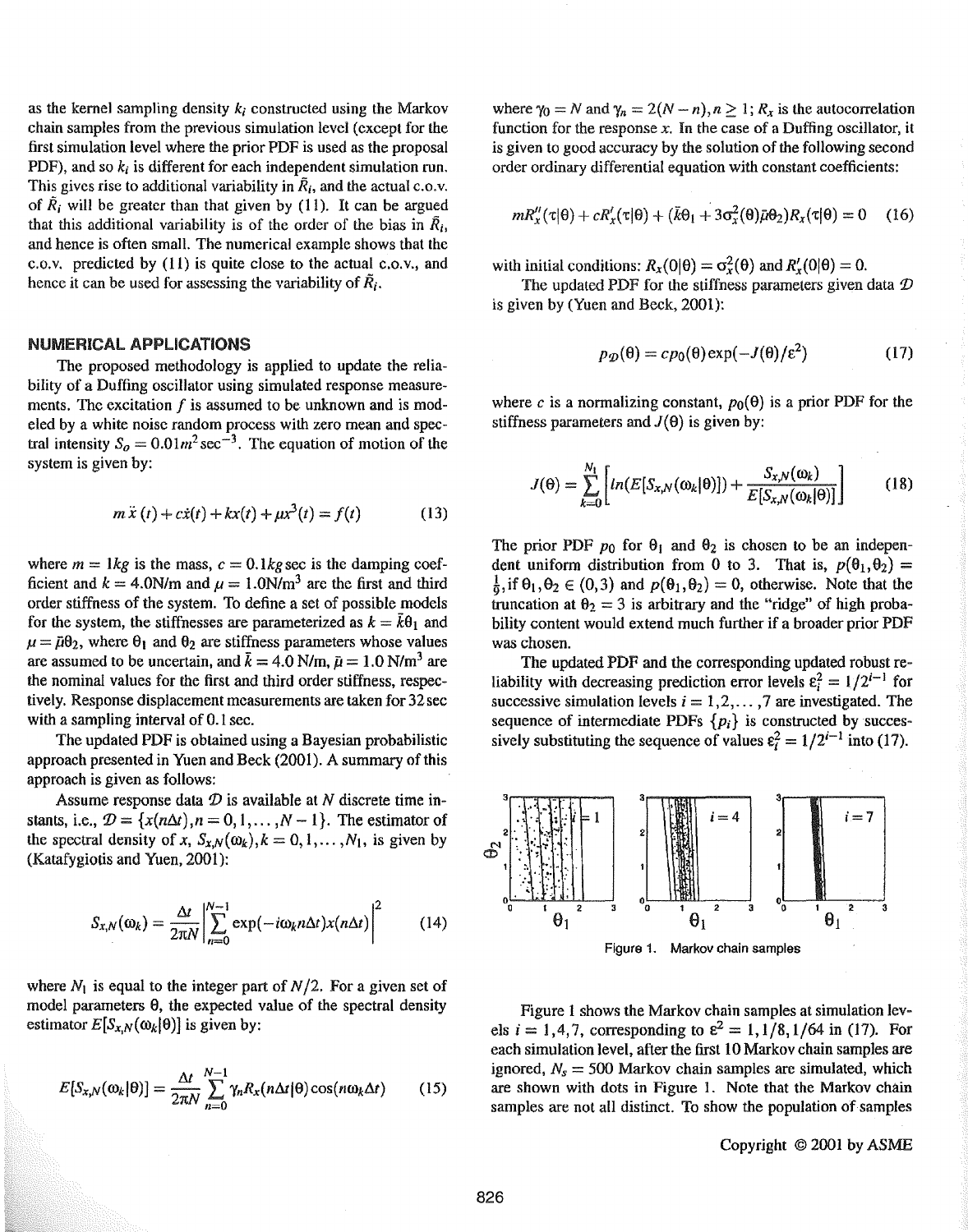as the kernel sampling density $k_i$ constructed using the Markov chain samples from the previous simulation level (except for the first simulation level where the prior PDF is used as the proposal PDF), and so $k_i$ is different for each independent simulation run. This gives rise to additional variability in $\tilde{R}_i$, and the actual c.o.v. of $\tilde{R}_i$ will be greater than that given by (11). It can be argued that this additional variability is of the order of the bias in $\tilde{R}_i$, and hence is often small. The numerical example shows that the c.o.v. predicted by (11) is quite close to the actual c.o.v., and hence it can be used for assessing the variability of $\tilde{R}_i$.

## NUMERICAL APPLICATIONS

The proposed methodology is applied to update the reliability of a Duffing oscillator using simulated response measurements. The excitation $f$ is assumed to be unknown and is modeled by a white noise random process with zero mean and spectral intensity $S_o = 0.01 m^2 \sec^{-3}$. The equation of motion of the system is given by:

$$m\ddot{x}(t) + c\dot{x}(t) + kx(t) + \mu x^3(t) = f(t) \quad (13)$$

where $m = 1kg$ is the mass, $c = 0.1kg\sec$ is the damping coefficient and $k = 4.0\text{N/m}$ and $\mu = 1.0\text{N/m}^3$ are the first and third order stiffness of the system. To define a set of possible models for the system, the stiffnesses are parameterized as $k = \bar{k}\theta_1$ and $\mu = \bar{\mu}\theta_2$, where $\theta_1$ and $\theta_2$ are stiffness parameters whose values are assumed to be uncertain, and $\bar{k} = 4.0$ N/m, $\bar{\mu} = 1.0$ N/m$^3$ are the nominal values for the first and third order stiffness, respectively. Response displacement measurements are taken for 32 sec with a sampling interval of 0.1 sec.

The updated PDF is obtained using a Bayesian probabilistic approach presented in Yuen and Beck (2001). A summary of this approach is given as follows:

Assume response data $\mathcal{D}$ is available at $N$ discrete time instants, i.e., $\mathcal{D} = \{x(n\Delta t), n = 0, 1, \ldots, N-1\}$. The estimator of the spectral density of $x$, $S_{x,N}(\omega_k), k = 0, 1, \ldots, N_1$, is given by (Katafygiotis and Yuen, 2001):

$$S_{x,N}(\omega_k) = \frac{\Delta t}{2\pi N}\left|\sum_{n=0}^{N-1} \exp(-i\omega_k n\Delta t)x(n\Delta t)\right|^2 \quad (14)$$

where $N_1$ is equal to the integer part of $N/2$. For a given set of model parameters $\theta$, the expected value of the spectral density estimator $E[S_{x,N}(\omega_k|\theta)]$ is given by:

$$E[S_{x,N}(\omega_k|\theta)] = \frac{\Delta t}{2\pi N}\sum_{n=0}^{N-1} \gamma_n R_x(n\Delta t|\theta)\cos(n\omega_k\Delta t) \quad (15)$$

where $\gamma_0 = N$ and $\gamma_n = 2(N-n), n \geq 1$; $R_x$ is the autocorrelation function for the response $x$. In the case of a Duffing oscillator, it is given to good accuracy by the solution of the following second order ordinary differential equation with constant coefficients:

$$mR_x''(\tau|\theta) + cR_x'(\tau|\theta) + (\bar{k}\theta_1 + 3\sigma_x^2(\theta)\bar{\mu}\theta_2)R_x(\tau|\theta) = 0 \quad (16)$$

with initial conditions: $R_x(0|\theta) = \sigma_x^2(\theta)$ and $R_x'(0|\theta) = 0$.

The updated PDF for the stiffness parameters given data $\mathcal{D}$ is given by (Yuen and Beck, 2001):

$$p_{\mathcal{D}}(\theta) = cp_0(\theta)\exp(-J(\theta)/\varepsilon^2) \quad (17)$$

where $c$ is a normalizing constant, $p_0(\theta)$ is a prior PDF for the stiffness parameters and $J(\theta)$ is given by:

$$J(\theta) = \sum_{k=0}^{N_1}\left[ln(E[S_{x,N}(\omega_k|\theta)]) + \frac{S_{x,N}(\omega_k)}{E[S_{x,N}(\omega_k|\theta)]}\right] \quad (18)$$

The prior PDF $p_0$ for $\theta_1$ and $\theta_2$ is chosen to be an independent uniform distribution from 0 to 3. That is, $p(\theta_1, \theta_2) = \frac{1}{9}$, if $\theta_1, \theta_2 \in (0,3)$ and $p(\theta_1, \theta_2) = 0$, otherwise. Note that the truncation at $\theta_2 = 3$ is arbitrary and the "ridge" of high probability content would extend much further if a broader prior PDF was chosen.

The updated PDF and the corresponding updated robust reliability with decreasing prediction error levels $\varepsilon_i^2 = 1/2^{i-1}$ for successive simulation levels $i = 1, 2, \ldots, 7$ are investigated. The sequence of intermediate PDFs $\{p_i\}$ is constructed by successively substituting the sequence of values $\varepsilon_i^2 = 1/2^{i-1}$ into (17).

Figure 1. Markov chain samples

Figure 1 shows the Markov chain samples at simulation levels $i = 1, 4, 7$, corresponding to $\varepsilon^2 = 1, 1/8, 1/64$ in (17). For each simulation level, after the first 10 Markov chain samples are ignored, $N_s = 500$ Markov chain samples are simulated, which are shown with dots in Figure 1. Note that the Markov chain samples are not all distinct. To show the population of samples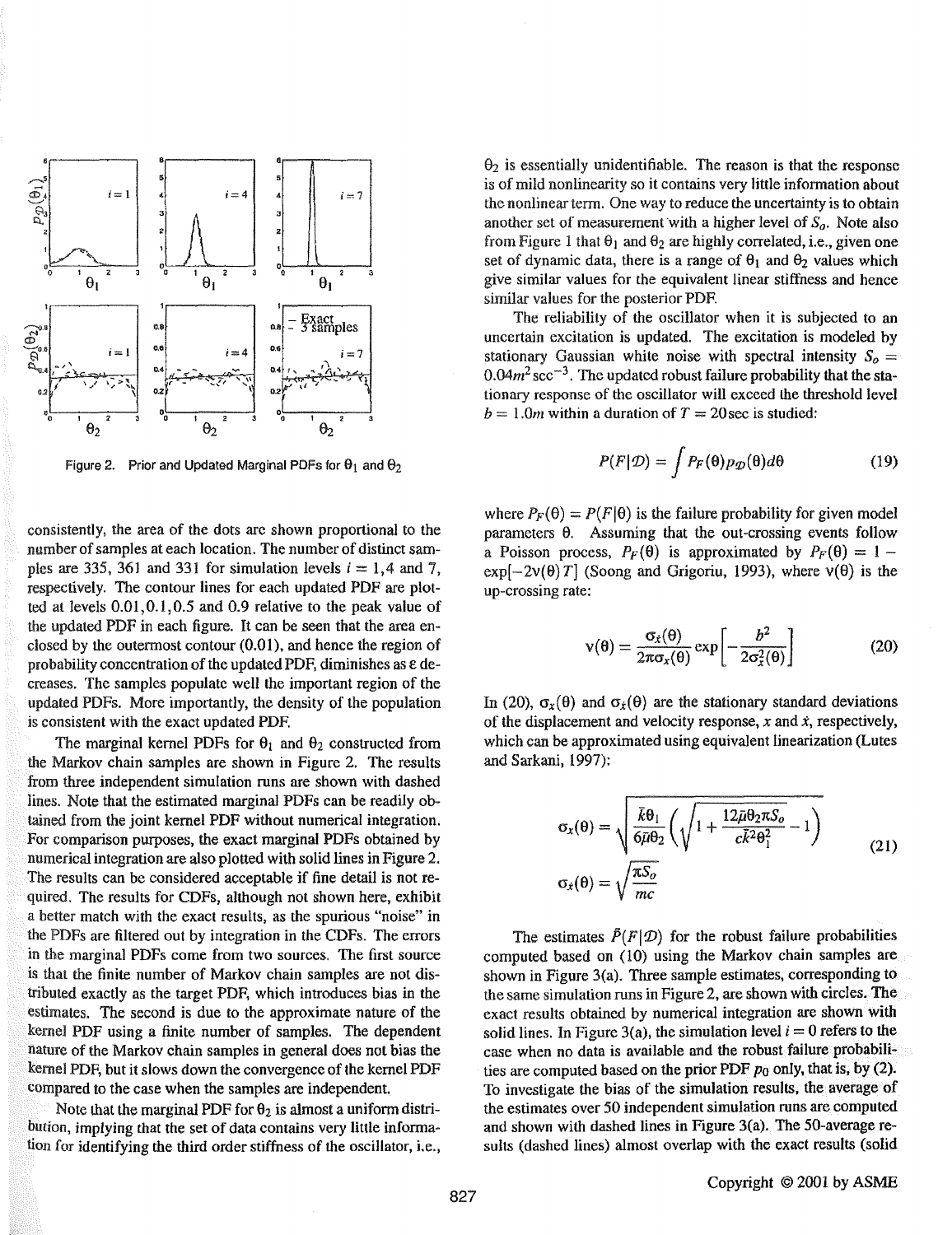Figure 2. Prior and Updated Marginal PDFs for $\theta_1$ and $\theta_2$

consistently, the area of the dots are shown proportional to the number of samples at each location. The number of distinct samples are 335, 361 and 331 for simulation levels $i = 1, 4$ and 7, respectively. The contour lines for each updated PDF are plotted at levels 0.01, 0.1, 0.5 and 0.9 relative to the peak value of the updated PDF in each figure. It can be seen that the area enclosed by the outermost contour (0.01), and hence the region of probability concentration of the updated PDF, diminishes as $\varepsilon$ decreases. The samples populate well the important region of the updated PDFs. More importantly, the density of the population is consistent with the exact updated PDF.

The marginal kernel PDFs for $\theta_1$ and $\theta_2$ constructed from the Markov chain samples are shown in Figure 2. The results from three independent simulation runs are shown with dashed lines. Note that the estimated marginal PDFs can be readily obtained from the joint kernel PDF without numerical integration. For comparison purposes, the exact marginal PDFs obtained by numerical integration are also plotted with solid lines in Figure 2. The results can be considered acceptable if fine detail is not required. The results for CDFs, although not shown here, exhibit a better match with the exact results, as the spurious "noise" in the PDFs are filtered out by integration in the CDFs. The errors in the marginal PDFs come from two sources. The first source is that the finite number of Markov chain samples are not distributed exactly as the target PDF, which introduces bias in the estimates. The second is due to the approximate nature of the kernel PDF using a finite number of samples. The dependent nature of the Markov chain samples in general does not bias the kernel PDF, but it slows down the convergence of the kernel PDF compared to the case when the samples are independent.

Note that the marginal PDF for $\theta_2$ is almost a uniform distribution, implying that the set of data contains very little information for identifying the third order stiffness of the oscillator, i.e., $\theta_2$ is essentially unidentifiable. The reason is that the response is of mild nonlinearity so it contains very little information about the nonlinear term. One way to reduce the uncertainty is to obtain another set of measurement with a higher level of $S_o$. Note also from Figure 1 that $\theta_1$ and $\theta_2$ are highly correlated, i.e., given one set of dynamic data, there is a range of $\theta_1$ and $\theta_2$ values which give similar values for the equivalent linear stiffness and hence similar values for the posterior PDF.

The reliability of the oscillator when it is subjected to an uncertain excitation is updated. The excitation is modeled by stationary Gaussian white noise with spectral intensity $S_o = 0.04 m^2 \sec^{-3}$. The updated robust failure probability that the stationary response of the oscillator will exceed the threshold level $b = 1.0m$ within a duration of $T = 20\sec$ is studied:

$$P(F|\mathcal{D}) = \int P_F(\theta) p_{\mathcal{D}}(\theta) d\theta \tag{19}$$

where $P_F(\theta) = P(F|\theta)$ is the failure probability for given model parameters $\theta$. Assuming that the out-crossing events follow a Poisson process, $P_F(\theta)$ is approximated by $P_F(\theta) = 1 - \exp[-2\nu(\theta)T]$ (Soong and Grigoriu, 1993), where $\nu(\theta)$ is the up-crossing rate:

$$\nu(\theta) = \frac{\sigma_{\dot{x}}(\theta)}{2\pi\sigma_x(\theta)} \exp\left[-\frac{b^2}{2\sigma_x^2(\theta)}\right] \tag{20}$$

In (20), $\sigma_x(\theta)$ and $\sigma_{\dot{x}}(\theta)$ are the stationary standard deviations of the displacement and velocity response, $x$ and $\dot{x}$, respectively, which can be approximated using equivalent linearization (Lutes and Sarkani, 1997):

$$\sigma_x(\theta) = \sqrt{\frac{\bar{k}\theta_1}{6\bar{\mu}\theta_2}\left(\sqrt{1 + \frac{12\bar{\mu}\theta_2\pi S_o}{c\bar{k}^2\theta_1^2}} - 1\right)}$$
$$\sigma_{\dot{x}}(\theta) = \sqrt{\frac{\pi S_o}{mc}} \tag{21}$$

The estimates $\tilde{P}(F|\mathcal{D})$ for the robust failure probabilities computed based on (10) using the Markov chain samples are shown in Figure 3(a). Three sample estimates, corresponding to the same simulation runs in Figure 2, are shown with circles. The exact results obtained by numerical integration are shown with solid lines. In Figure 3(a), the simulation level $i = 0$ refers to the case when no data is available and the robust failure probabilities are computed based on the prior PDF $p_0$ only, that is, by (2). To investigate the bias of the simulation results, the average of the estimates over 50 independent simulation runs are computed and shown with dashed lines in Figure 3(a). The 50-average results (dashed lines) almost overlap with the exact results (solid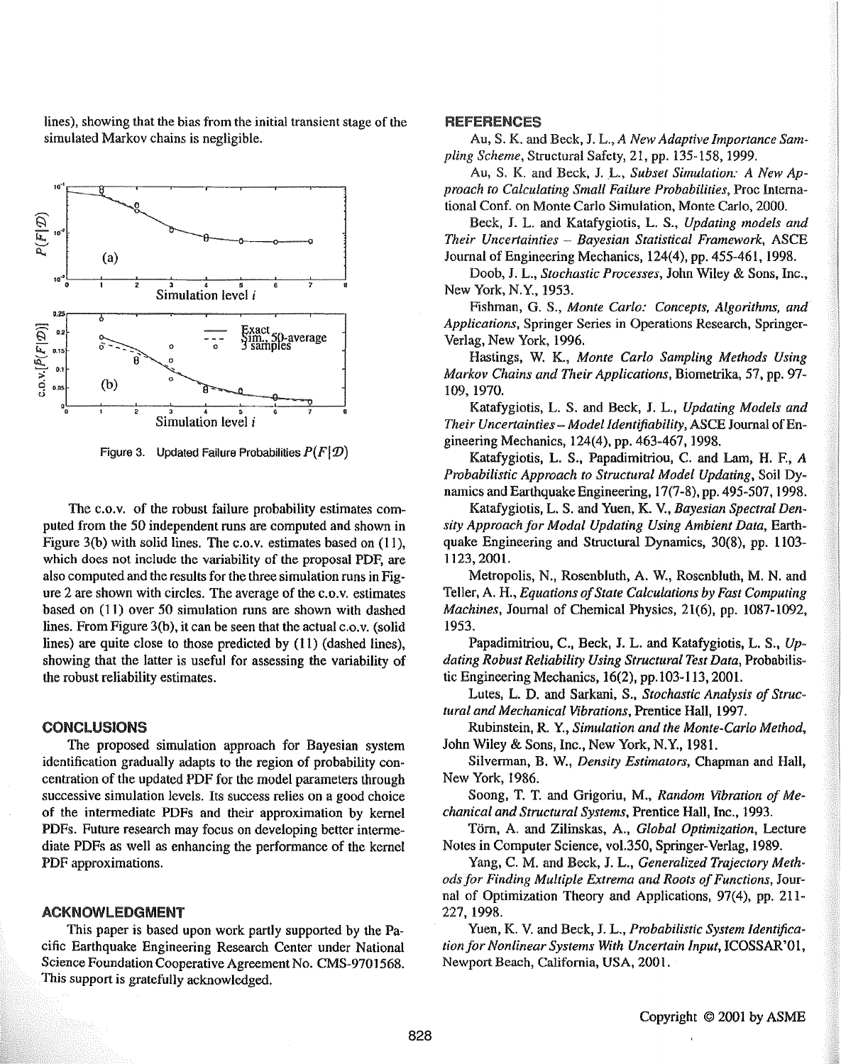lines), showing that the bias from the initial transient stage of the simulated Markov chains is negligible.

Figure 3. Updated Failure Probabilities $P(F|\mathcal{D})$

The c.o.v. of the robust failure probability estimates computed from the 50 independent runs are computed and shown in Figure 3(b) with solid lines. The c.o.v. estimates based on (11), which does not include the variability of the proposal PDF, are also computed and the results for the three simulation runs in Figure 2 are shown with circles. The average of the c.o.v. estimates based on (11) over 50 simulation runs are shown with dashed lines. From Figure 3(b), it can be seen that the actual c.o.v. (solid lines) are quite close to those predicted by (11) (dashed lines), showing that the latter is useful for assessing the variability of the robust reliability estimates.

## CONCLUSIONS

The proposed simulation approach for Bayesian system identification gradually adapts to the region of probability concentration of the updated PDF for the model parameters through successive simulation levels. Its success relies on a good choice of the intermediate PDFs and their approximation by kernel PDFs. Future research may focus on developing better intermediate PDFs as well as enhancing the performance of the kernel PDF approximations.

## ACKNOWLEDGMENT

This paper is based upon work partly supported by the Pacific Earthquake Engineering Research Center under National Science Foundation Cooperative Agreement No. CMS-9701568. This support is gratefully acknowledged.

## REFERENCES

Au, S. K. and Beck, J. L., *A New Adaptive Importance Sampling Scheme*, Structural Safety, 21, pp. 135-158, 1999.

Au, S. K. and Beck, J. L., *Subset Simulation: A New Approach to Calculating Small Failure Probabilities*, Proc International Conf. on Monte Carlo Simulation, Monte Carlo, 2000.

Beck, J. L. and Katafygiotis, L. S., *Updating models and Their Uncertainties – Bayesian Statistical Framework*, ASCE Journal of Engineering Mechanics, 124(4), pp. 455-461, 1998.

Doob, J. L., *Stochastic Processes*, John Wiley & Sons, Inc., New York, N.Y., 1953.

Fishman, G. S., *Monte Carlo: Concepts, Algorithms, and Applications*, Springer Series in Operations Research, Springer-Verlag, New York, 1996.

Hastings, W. K., *Monte Carlo Sampling Methods Using Markov Chains and Their Applications*, Biometrika, 57, pp. 97-109, 1970.

Katafygiotis, L. S. and Beck, J. L., *Updating Models and Their Uncertainties – Model Identifiability*, ASCE Journal of Engineering Mechanics, 124(4), pp. 463-467, 1998.

Katafygiotis, L. S., Papadimitriou, C. and Lam, H. F., *A Probabilistic Approach to Structural Model Updating*, Soil Dynamics and Earthquake Engineering, 17(7-8), pp. 495-507, 1998.

Katafygiotis, L. S. and Yuen, K. V., *Bayesian Spectral Density Approach for Modal Updating Using Ambient Data*, Earthquake Engineering and Structural Dynamics, 30(8), pp. 1103-1123, 2001.

Metropolis, N., Rosenbluth, A. W., Rosenbluth, M. N. and Teller, A. H., *Equations of State Calculations by Fast Computing Machines*, Journal of Chemical Physics, 21(6), pp. 1087-1092, 1953.

Papadimitriou, C., Beck, J. L. and Katafygiotis, L. S., *Updating Robust Reliability Using Structural Test Data*, Probabilistic Engineering Mechanics, 16(2), pp.103-113, 2001.

Lutes, L. D. and Sarkani, S., *Stochastic Analysis of Structural and Mechanical Vibrations*, Prentice Hall, 1997.

Rubinstein, R. Y., *Simulation and the Monte-Carlo Method*, John Wiley & Sons, Inc., New York, N.Y., 1981.

Silverman, B. W., *Density Estimators*, Chapman and Hall, New York, 1986.

Soong, T. T. and Grigoriu, M., *Random Vibration of Mechanical and Structural Systems*, Prentice Hall, Inc., 1993.

Törn, A. and Zilinskas, A., *Global Optimization*, Lecture Notes in Computer Science, vol.350, Springer-Verlag, 1989.

Yang, C. M. and Beck, J. L., *Generalized Trajectory Methods for Finding Multiple Extrema and Roots of Functions*, Journal of Optimization Theory and Applications, 97(4), pp. 211-227, 1998.

Yuen, K. V. and Beck, J. L., *Probabilistic System Identification for Nonlinear Systems With Uncertain Input*, ICOSSAR'01, Newport Beach, California, USA, 2001.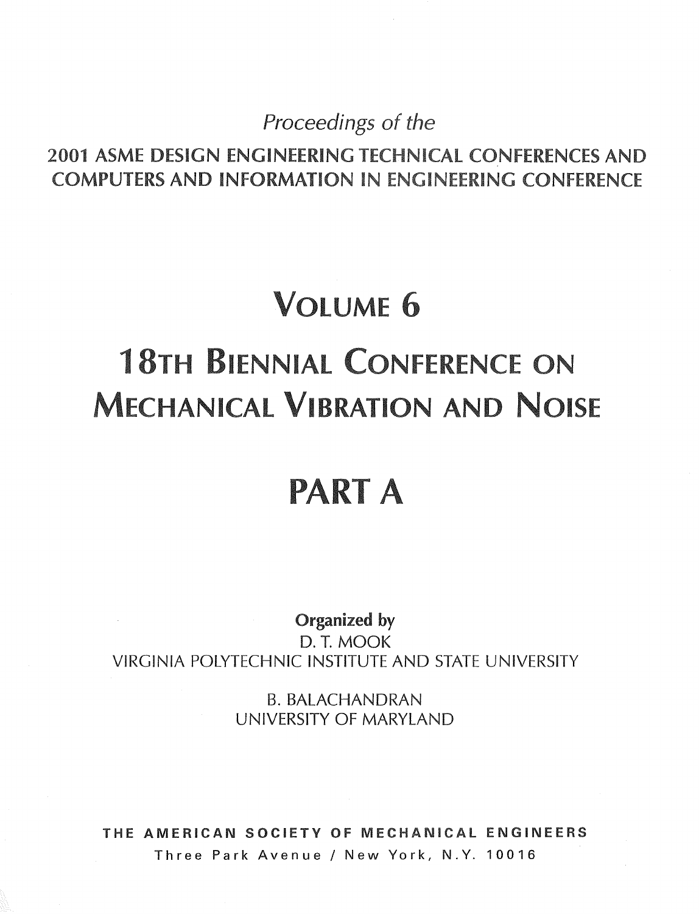*Proceedings of the*

2001 ASME DESIGN ENGINEERING TECHNICAL CONFERENCES AND COMPUTERS AND INFORMATION IN ENGINEERING CONFERENCE

# VOLUME 6

# 18TH BIENNIAL CONFERENCE ON MECHANICAL VIBRATION AND NOISE

# PART A

**Organized by**

D. T. MOOK
VIRGINIA POLYTECHNIC INSTITUTE AND STATE UNIVERSITY

B. BALACHANDRAN
UNIVERSITY OF MARYLAND

THE AMERICAN SOCIETY OF MECHANICAL ENGINEERS
Three Park Avenue / New York, N.Y. 10016